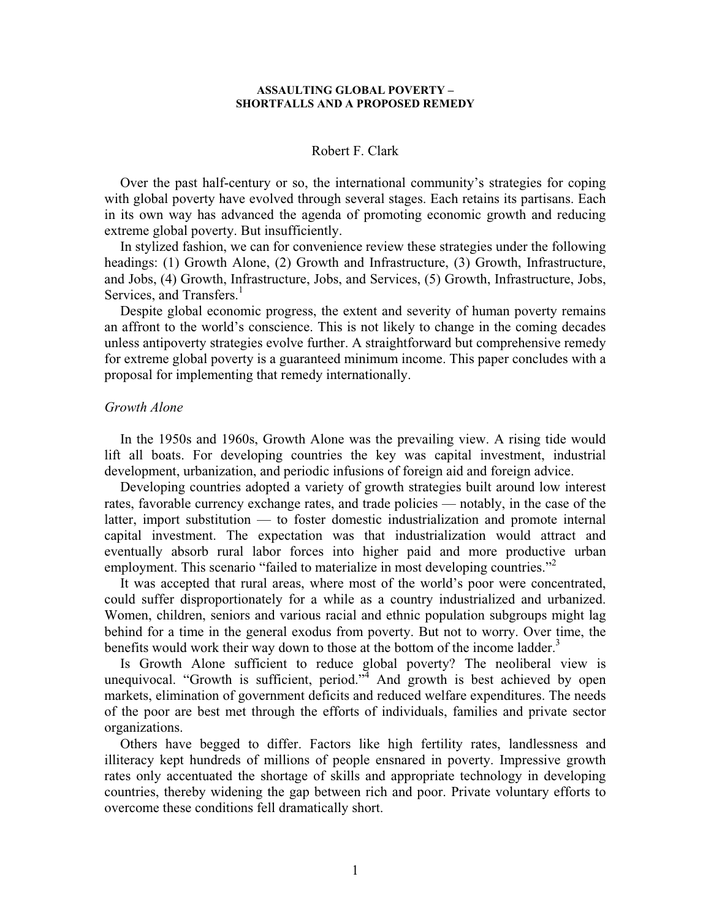# ASSAULTING GLOBAL POVERTY – SHORTFALLS AND A PROPOSED REMEDY

Robert F. Clark

Over the past half-century or so, the international community's strategies for coping with global poverty have evolved through several stages. Each retains its partisans. Each in its own way has advanced the agenda of promoting economic growth and reducing extreme global poverty. But insufficiently.

In stylized fashion, we can for convenience review these strategies under the following headings: (1) Growth Alone, (2) Growth and Infrastructure, (3) Growth, Infrastructure, and Jobs, (4) Growth, Infrastructure, Jobs, and Services, (5) Growth, Infrastructure, Jobs, Services, and Transfers.[1]

Despite global economic progress, the extent and severity of human poverty remains an affront to the world's conscience. This is not likely to change in the coming decades unless antipoverty strategies evolve further. A straightforward but comprehensive remedy for extreme global poverty is a guaranteed minimum income. This paper concludes with a proposal for implementing that remedy internationally.

## *Growth Alone*

In the 1950s and 1960s, Growth Alone was the prevailing view. A rising tide would lift all boats. For developing countries the key was capital investment, industrial development, urbanization, and periodic infusions of foreign aid and foreign advice.

Developing countries adopted a variety of growth strategies built around low interest rates, favorable currency exchange rates, and trade policies — notably, in the case of the latter, import substitution — to foster domestic industrialization and promote internal capital investment. The expectation was that industrialization would attract and eventually absorb rural labor forces into higher paid and more productive urban employment. This scenario "failed to materialize in most developing countries."[2]

It was accepted that rural areas, where most of the world's poor were concentrated, could suffer disproportionately for a while as a country industrialized and urbanized. Women, children, seniors and various racial and ethnic population subgroups might lag behind for a time in the general exodus from poverty. But not to worry. Over time, the benefits would work their way down to those at the bottom of the income ladder.[3]

Is Growth Alone sufficient to reduce global poverty? The neoliberal view is unequivocal. "Growth is sufficient, period."[4] And growth is best achieved by open markets, elimination of government deficits and reduced welfare expenditures. The needs of the poor are best met through the efforts of individuals, families and private sector organizations.

Others have begged to differ. Factors like high fertility rates, landlessness and illiteracy kept hundreds of millions of people ensnared in poverty. Impressive growth rates only accentuated the shortage of skills and appropriate technology in developing countries, thereby widening the gap between rich and poor. Private voluntary efforts to overcome these conditions fell dramatically short.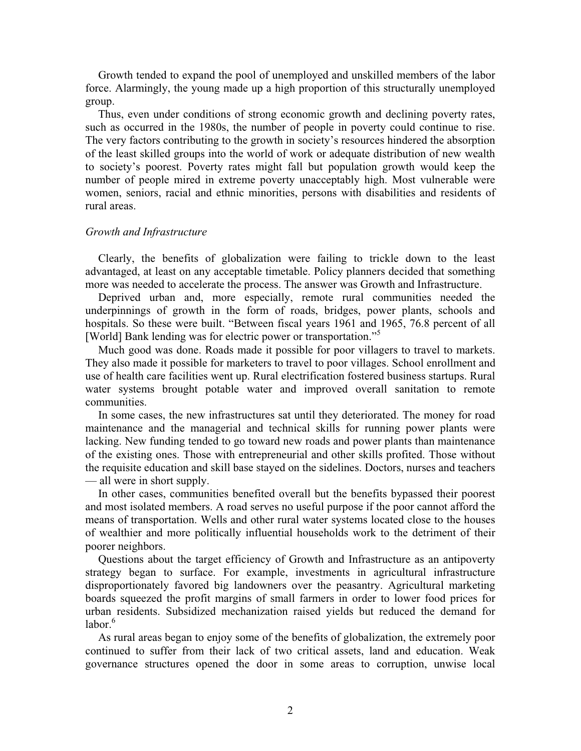Growth tended to expand the pool of unemployed and unskilled members of the labor force. Alarmingly, the young made up a high proportion of this structurally unemployed group.

Thus, even under conditions of strong economic growth and declining poverty rates, such as occurred in the 1980s, the number of people in poverty could continue to rise. The very factors contributing to the growth in society's resources hindered the absorption of the least skilled groups into the world of work or adequate distribution of new wealth to society's poorest. Poverty rates might fall but population growth would keep the number of people mired in extreme poverty unacceptably high. Most vulnerable were women, seniors, racial and ethnic minorities, persons with disabilities and residents of rural areas.

*Growth and Infrastructure*

Clearly, the benefits of globalization were failing to trickle down to the least advantaged, at least on any acceptable timetable. Policy planners decided that something more was needed to accelerate the process. The answer was Growth and Infrastructure.

Deprived urban and, more especially, remote rural communities needed the underpinnings of growth in the form of roads, bridges, power plants, schools and hospitals. So these were built. "Between fiscal years 1961 and 1965, 76.8 percent of all [World] Bank lending was for electric power or transportation."[5]

Much good was done. Roads made it possible for poor villagers to travel to markets. They also made it possible for marketers to travel to poor villages. School enrollment and use of health care facilities went up. Rural electrification fostered business startups. Rural water systems brought potable water and improved overall sanitation to remote communities.

In some cases, the new infrastructures sat until they deteriorated. The money for road maintenance and the managerial and technical skills for running power plants were lacking. New funding tended to go toward new roads and power plants than maintenance of the existing ones. Those with entrepreneurial and other skills profited. Those without the requisite education and skill base stayed on the sidelines. Doctors, nurses and teachers — all were in short supply.

In other cases, communities benefited overall but the benefits bypassed their poorest and most isolated members. A road serves no useful purpose if the poor cannot afford the means of transportation. Wells and other rural water systems located close to the houses of wealthier and more politically influential households work to the detriment of their poorer neighbors.

Questions about the target efficiency of Growth and Infrastructure as an antipoverty strategy began to surface. For example, investments in agricultural infrastructure disproportionately favored big landowners over the peasantry. Agricultural marketing boards squeezed the profit margins of small farmers in order to lower food prices for urban residents. Subsidized mechanization raised yields but reduced the demand for labor.[6]

As rural areas began to enjoy some of the benefits of globalization, the extremely poor continued to suffer from their lack of two critical assets, land and education. Weak governance structures opened the door in some areas to corruption, unwise local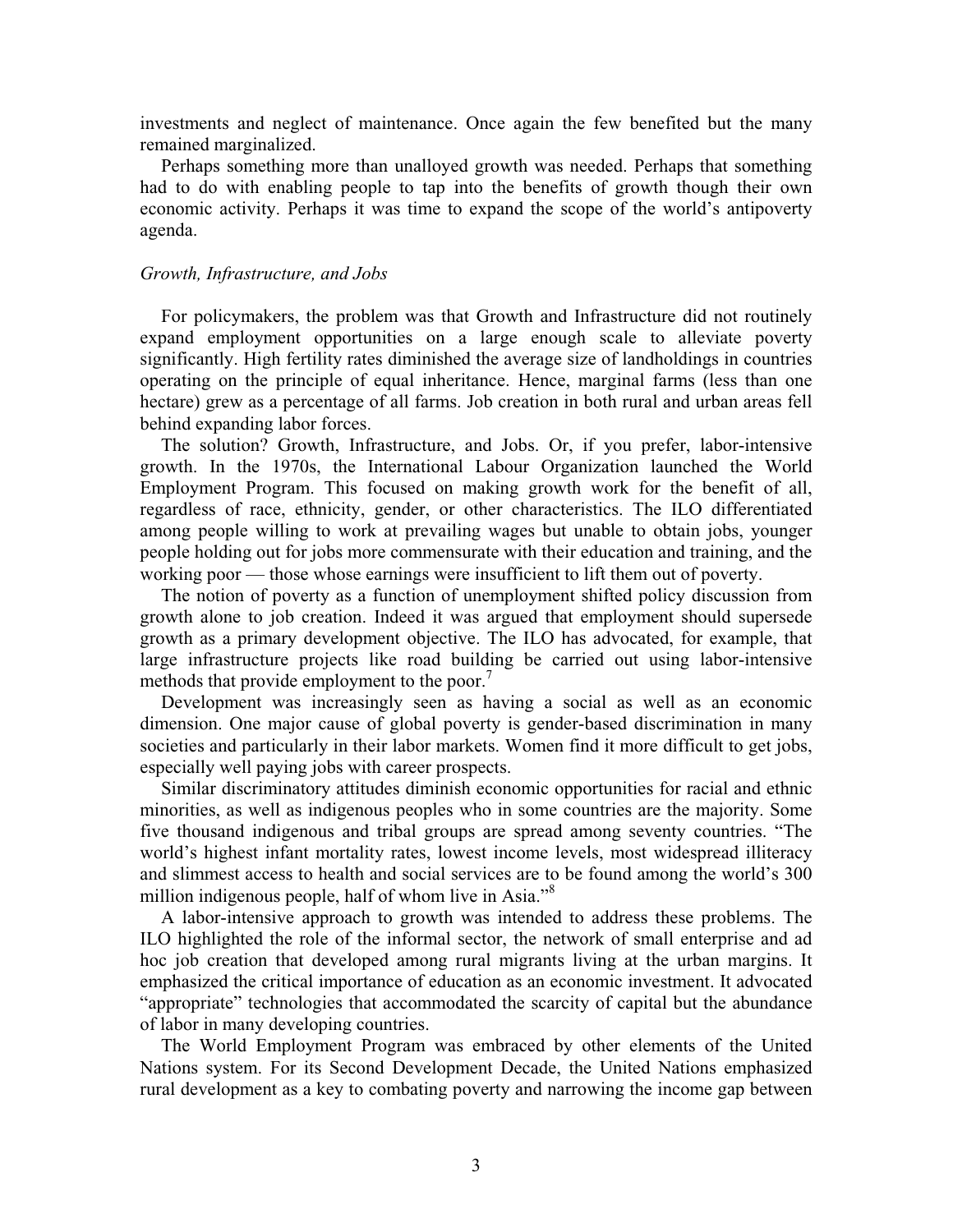investments and neglect of maintenance. Once again the few benefited but the many remained marginalized.

Perhaps something more than unalloyed growth was needed. Perhaps that something had to do with enabling people to tap into the benefits of growth though their own economic activity. Perhaps it was time to expand the scope of the world's antipoverty agenda.

*Growth, Infrastructure, and Jobs*

For policymakers, the problem was that Growth and Infrastructure did not routinely expand employment opportunities on a large enough scale to alleviate poverty significantly. High fertility rates diminished the average size of landholdings in countries operating on the principle of equal inheritance. Hence, marginal farms (less than one hectare) grew as a percentage of all farms. Job creation in both rural and urban areas fell behind expanding labor forces.

The solution? Growth, Infrastructure, and Jobs. Or, if you prefer, labor-intensive growth. In the 1970s, the International Labour Organization launched the World Employment Program. This focused on making growth work for the benefit of all, regardless of race, ethnicity, gender, or other characteristics. The ILO differentiated among people willing to work at prevailing wages but unable to obtain jobs, younger people holding out for jobs more commensurate with their education and training, and the working poor — those whose earnings were insufficient to lift them out of poverty.

The notion of poverty as a function of unemployment shifted policy discussion from growth alone to job creation. Indeed it was argued that employment should supersede growth as a primary development objective. The ILO has advocated, for example, that large infrastructure projects like road building be carried out using labor-intensive methods that provide employment to the poor.[7]

Development was increasingly seen as having a social as well as an economic dimension. One major cause of global poverty is gender-based discrimination in many societies and particularly in their labor markets. Women find it more difficult to get jobs, especially well paying jobs with career prospects.

Similar discriminatory attitudes diminish economic opportunities for racial and ethnic minorities, as well as indigenous peoples who in some countries are the majority. Some five thousand indigenous and tribal groups are spread among seventy countries. "The world's highest infant mortality rates, lowest income levels, most widespread illiteracy and slimmest access to health and social services are to be found among the world's 300 million indigenous people, half of whom live in Asia."[8]

A labor-intensive approach to growth was intended to address these problems. The ILO highlighted the role of the informal sector, the network of small enterprise and ad hoc job creation that developed among rural migrants living at the urban margins. It emphasized the critical importance of education as an economic investment. It advocated "appropriate" technologies that accommodated the scarcity of capital but the abundance of labor in many developing countries.

The World Employment Program was embraced by other elements of the United Nations system. For its Second Development Decade, the United Nations emphasized rural development as a key to combating poverty and narrowing the income gap between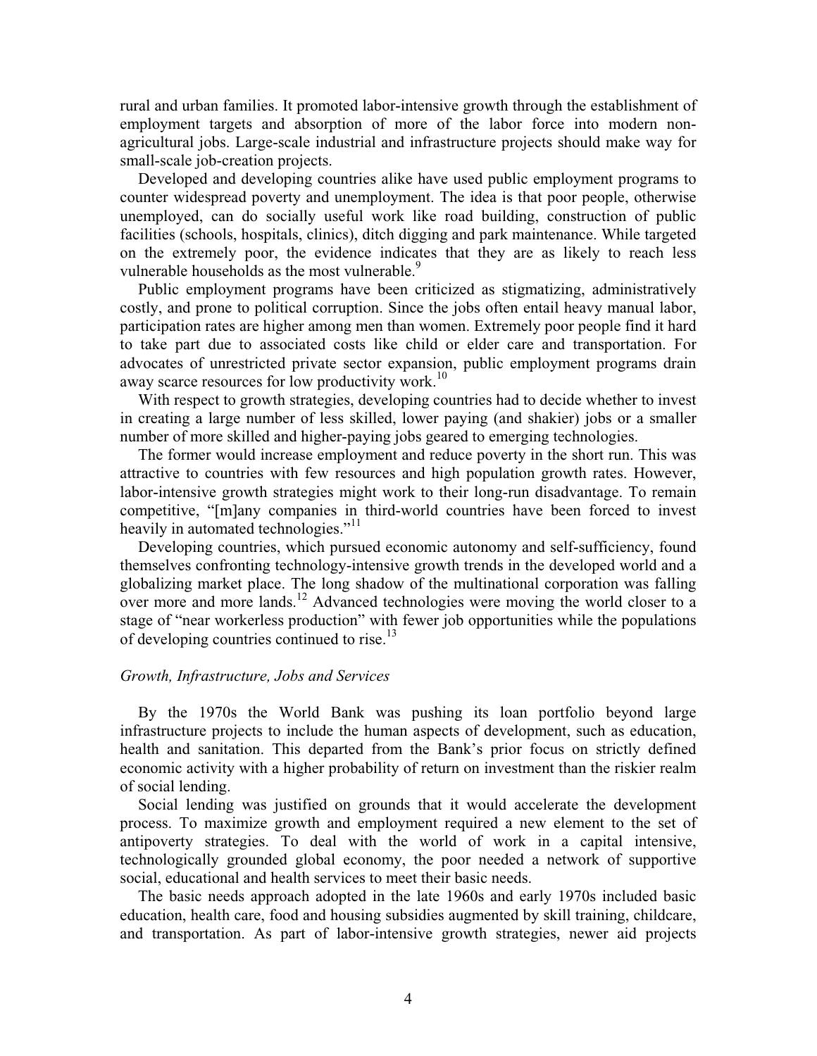rural and urban families. It promoted labor-intensive growth through the establishment of employment targets and absorption of more of the labor force into modern non-agricultural jobs. Large-scale industrial and infrastructure projects should make way for small-scale job-creation projects.

Developed and developing countries alike have used public employment programs to counter widespread poverty and unemployment. The idea is that poor people, otherwise unemployed, can do socially useful work like road building, construction of public facilities (schools, hospitals, clinics), ditch digging and park maintenance. While targeted on the extremely poor, the evidence indicates that they are as likely to reach less vulnerable households as the most vulnerable.[9]

Public employment programs have been criticized as stigmatizing, administratively costly, and prone to political corruption. Since the jobs often entail heavy manual labor, participation rates are higher among men than women. Extremely poor people find it hard to take part due to associated costs like child or elder care and transportation. For advocates of unrestricted private sector expansion, public employment programs drain away scarce resources for low productivity work.[10]

With respect to growth strategies, developing countries had to decide whether to invest in creating a large number of less skilled, lower paying (and shakier) jobs or a smaller number of more skilled and higher-paying jobs geared to emerging technologies.

The former would increase employment and reduce poverty in the short run. This was attractive to countries with few resources and high population growth rates. However, labor-intensive growth strategies might work to their long-run disadvantage. To remain competitive, "[m]any companies in third-world countries have been forced to invest heavily in automated technologies."[11]

Developing countries, which pursued economic autonomy and self-sufficiency, found themselves confronting technology-intensive growth trends in the developed world and a globalizing market place. The long shadow of the multinational corporation was falling over more and more lands.[12] Advanced technologies were moving the world closer to a stage of "near workerless production" with fewer job opportunities while the populations of developing countries continued to rise.[13]

### *Growth, Infrastructure, Jobs and Services*

By the 1970s the World Bank was pushing its loan portfolio beyond large infrastructure projects to include the human aspects of development, such as education, health and sanitation. This departed from the Bank's prior focus on strictly defined economic activity with a higher probability of return on investment than the riskier realm of social lending.

Social lending was justified on grounds that it would accelerate the development process. To maximize growth and employment required a new element to the set of antipoverty strategies. To deal with the world of work in a capital intensive, technologically grounded global economy, the poor needed a network of supportive social, educational and health services to meet their basic needs.

The basic needs approach adopted in the late 1960s and early 1970s included basic education, health care, food and housing subsidies augmented by skill training, childcare, and transportation. As part of labor-intensive growth strategies, newer aid projects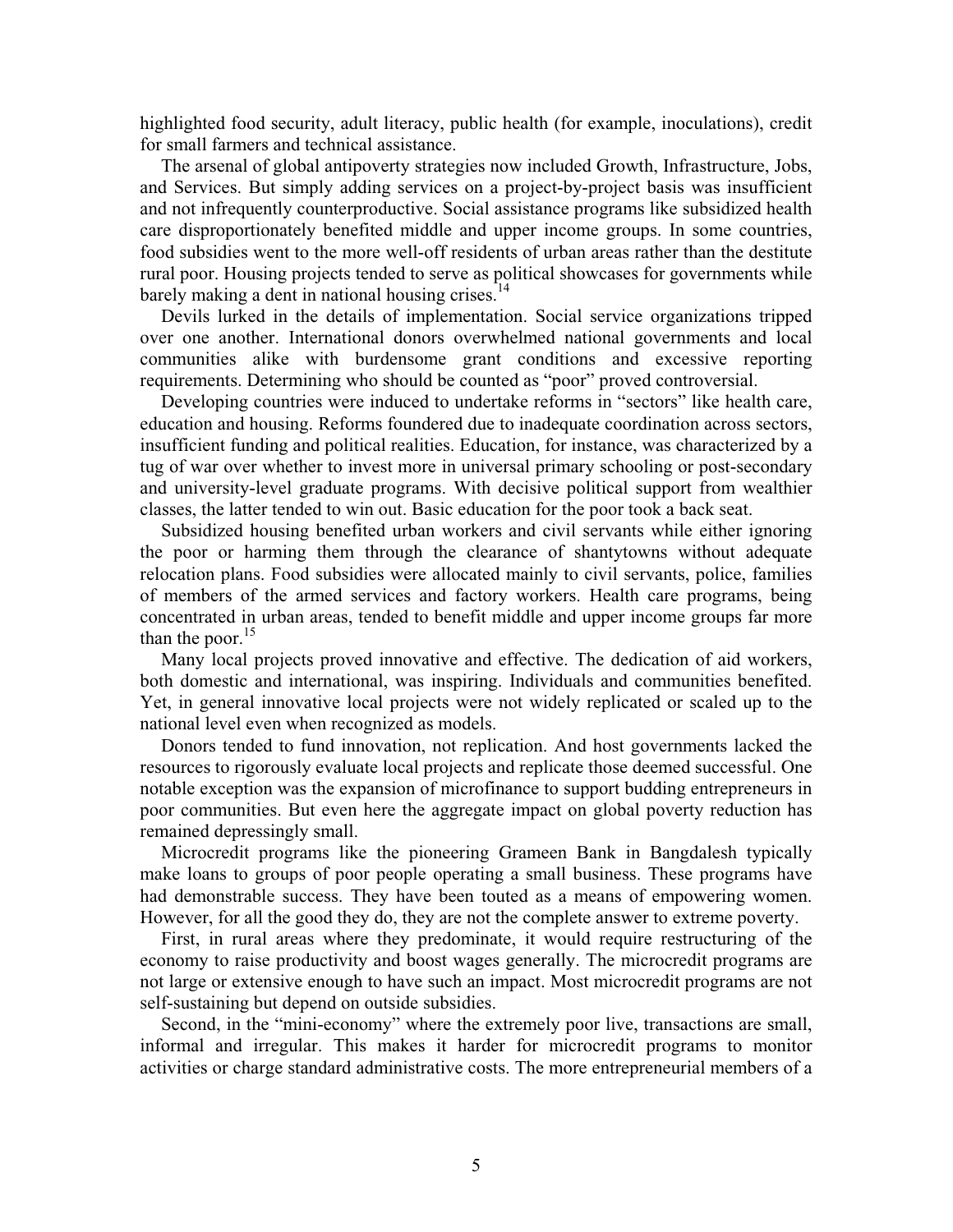highlighted food security, adult literacy, public health (for example, inoculations), credit for small farmers and technical assistance.

The arsenal of global antipoverty strategies now included Growth, Infrastructure, Jobs, and Services. But simply adding services on a project-by-project basis was insufficient and not infrequently counterproductive. Social assistance programs like subsidized health care disproportionately benefited middle and upper income groups. In some countries, food subsidies went to the more well-off residents of urban areas rather than the destitute rural poor. Housing projects tended to serve as political showcases for governments while barely making a dent in national housing crises.[14]

Devils lurked in the details of implementation. Social service organizations tripped over one another. International donors overwhelmed national governments and local communities alike with burdensome grant conditions and excessive reporting requirements. Determining who should be counted as "poor" proved controversial.

Developing countries were induced to undertake reforms in "sectors" like health care, education and housing. Reforms foundered due to inadequate coordination across sectors, insufficient funding and political realities. Education, for instance, was characterized by a tug of war over whether to invest more in universal primary schooling or post-secondary and university-level graduate programs. With decisive political support from wealthier classes, the latter tended to win out. Basic education for the poor took a back seat.

Subsidized housing benefited urban workers and civil servants while either ignoring the poor or harming them through the clearance of shantytowns without adequate relocation plans. Food subsidies were allocated mainly to civil servants, police, families of members of the armed services and factory workers. Health care programs, being concentrated in urban areas, tended to benefit middle and upper income groups far more than the poor.[15]

Many local projects proved innovative and effective. The dedication of aid workers, both domestic and international, was inspiring. Individuals and communities benefited. Yet, in general innovative local projects were not widely replicated or scaled up to the national level even when recognized as models.

Donors tended to fund innovation, not replication. And host governments lacked the resources to rigorously evaluate local projects and replicate those deemed successful. One notable exception was the expansion of microfinance to support budding entrepreneurs in poor communities. But even here the aggregate impact on global poverty reduction has remained depressingly small.

Microcredit programs like the pioneering Grameen Bank in Bangdalesh typically make loans to groups of poor people operating a small business. These programs have had demonstrable success. They have been touted as a means of empowering women. However, for all the good they do, they are not the complete answer to extreme poverty.

First, in rural areas where they predominate, it would require restructuring of the economy to raise productivity and boost wages generally. The microcredit programs are not large or extensive enough to have such an impact. Most microcredit programs are not self-sustaining but depend on outside subsidies.

Second, in the "mini-economy" where the extremely poor live, transactions are small, informal and irregular. This makes it harder for microcredit programs to monitor activities or charge standard administrative costs. The more entrepreneurial members of a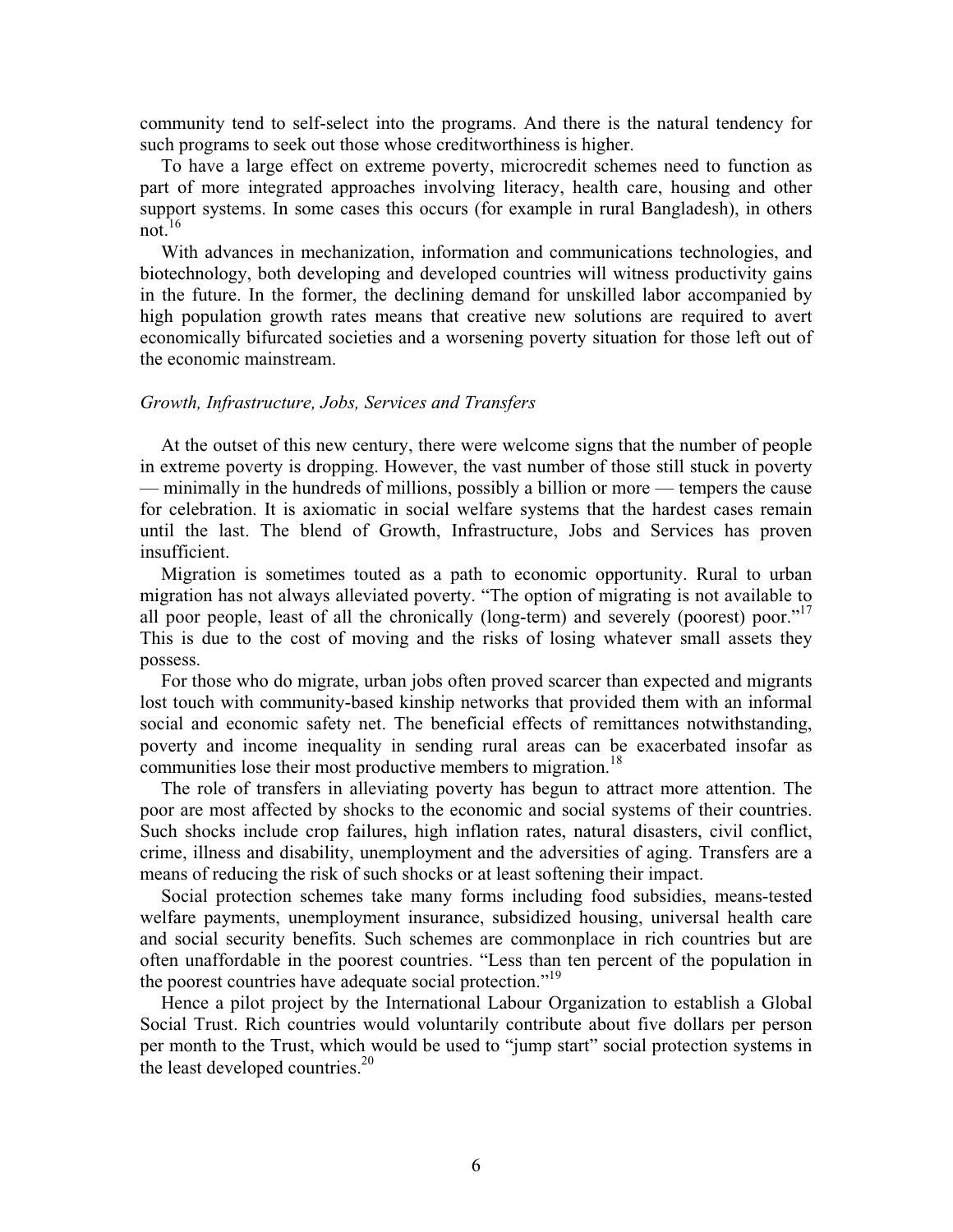community tend to self-select into the programs. And there is the natural tendency for such programs to seek out those whose creditworthiness is higher.

To have a large effect on extreme poverty, microcredit schemes need to function as part of more integrated approaches involving literacy, health care, housing and other support systems. In some cases this occurs (for example in rural Bangladesh), in others not.[16]

With advances in mechanization, information and communications technologies, and biotechnology, both developing and developed countries will witness productivity gains in the future. In the former, the declining demand for unskilled labor accompanied by high population growth rates means that creative new solutions are required to avert economically bifurcated societies and a worsening poverty situation for those left out of the economic mainstream.

### *Growth, Infrastructure, Jobs, Services and Transfers*

At the outset of this new century, there were welcome signs that the number of people in extreme poverty is dropping. However, the vast number of those still stuck in poverty — minimally in the hundreds of millions, possibly a billion or more — tempers the cause for celebration. It is axiomatic in social welfare systems that the hardest cases remain until the last. The blend of Growth, Infrastructure, Jobs and Services has proven insufficient.

Migration is sometimes touted as a path to economic opportunity. Rural to urban migration has not always alleviated poverty. "The option of migrating is not available to all poor people, least of all the chronically (long-term) and severely (poorest) poor."[17] This is due to the cost of moving and the risks of losing whatever small assets they possess.

For those who do migrate, urban jobs often proved scarcer than expected and migrants lost touch with community-based kinship networks that provided them with an informal social and economic safety net. The beneficial effects of remittances notwithstanding, poverty and income inequality in sending rural areas can be exacerbated insofar as communities lose their most productive members to migration.[18]

The role of transfers in alleviating poverty has begun to attract more attention. The poor are most affected by shocks to the economic and social systems of their countries. Such shocks include crop failures, high inflation rates, natural disasters, civil conflict, crime, illness and disability, unemployment and the adversities of aging. Transfers are a means of reducing the risk of such shocks or at least softening their impact.

Social protection schemes take many forms including food subsidies, means-tested welfare payments, unemployment insurance, subsidized housing, universal health care and social security benefits. Such schemes are commonplace in rich countries but are often unaffordable in the poorest countries. "Less than ten percent of the population in the poorest countries have adequate social protection."[19]

Hence a pilot project by the International Labour Organization to establish a Global Social Trust. Rich countries would voluntarily contribute about five dollars per person per month to the Trust, which would be used to "jump start" social protection systems in the least developed countries.[20]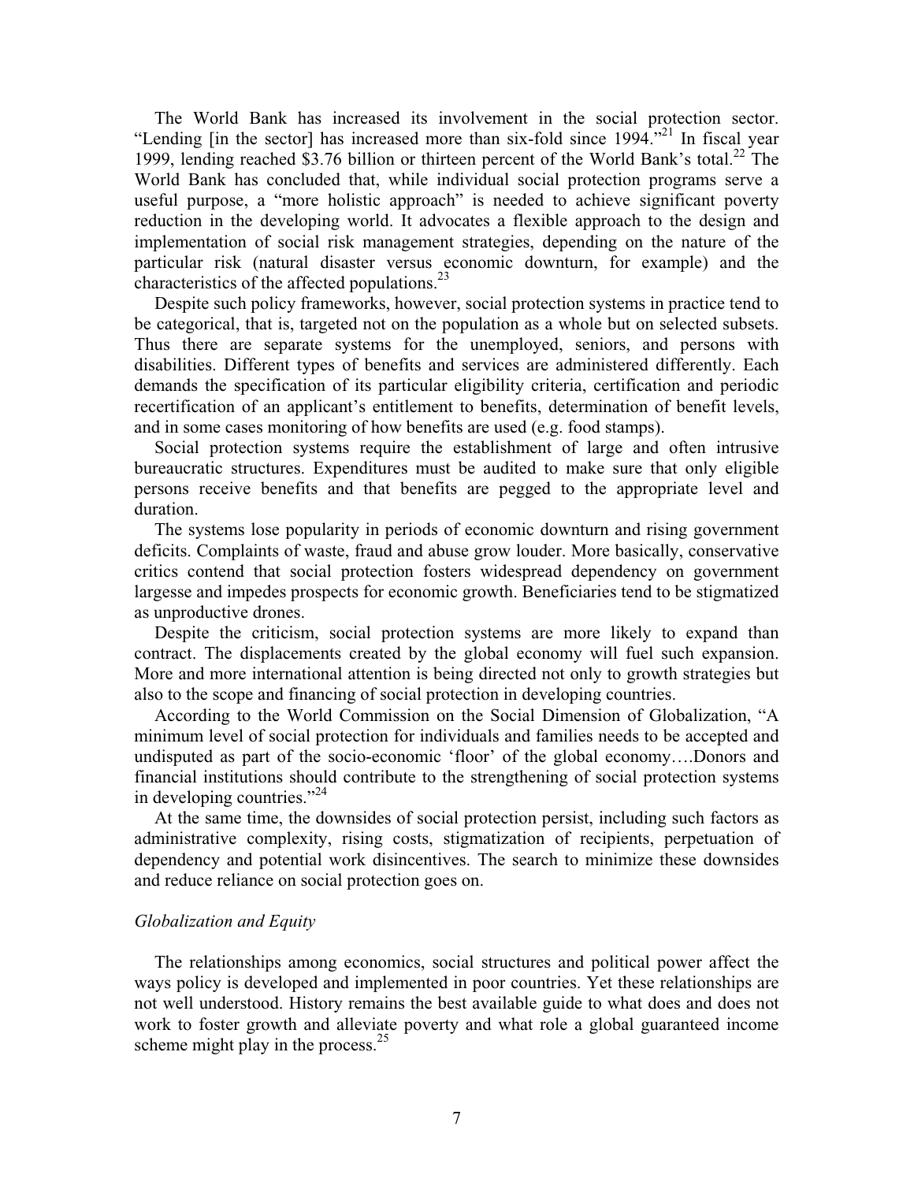The World Bank has increased its involvement in the social protection sector. "Lending [in the sector] has increased more than six-fold since 1994."[21] In fiscal year 1999, lending reached $3.76 billion or thirteen percent of the World Bank's total.[22] The World Bank has concluded that, while individual social protection programs serve a useful purpose, a "more holistic approach" is needed to achieve significant poverty reduction in the developing world. It advocates a flexible approach to the design and implementation of social risk management strategies, depending on the nature of the particular risk (natural disaster versus economic downturn, for example) and the characteristics of the affected populations.[23]

Despite such policy frameworks, however, social protection systems in practice tend to be categorical, that is, targeted not on the population as a whole but on selected subsets. Thus there are separate systems for the unemployed, seniors, and persons with disabilities. Different types of benefits and services are administered differently. Each demands the specification of its particular eligibility criteria, certification and periodic recertification of an applicant's entitlement to benefits, determination of benefit levels, and in some cases monitoring of how benefits are used (e.g. food stamps).

Social protection systems require the establishment of large and often intrusive bureaucratic structures. Expenditures must be audited to make sure that only eligible persons receive benefits and that benefits are pegged to the appropriate level and duration.

The systems lose popularity in periods of economic downturn and rising government deficits. Complaints of waste, fraud and abuse grow louder. More basically, conservative critics contend that social protection fosters widespread dependency on government largesse and impedes prospects for economic growth. Beneficiaries tend to be stigmatized as unproductive drones.

Despite the criticism, social protection systems are more likely to expand than contract. The displacements created by the global economy will fuel such expansion. More and more international attention is being directed not only to growth strategies but also to the scope and financing of social protection in developing countries.

According to the World Commission on the Social Dimension of Globalization, "A minimum level of social protection for individuals and families needs to be accepted and undisputed as part of the socio-economic 'floor' of the global economy….Donors and financial institutions should contribute to the strengthening of social protection systems in developing countries."[24]

At the same time, the downsides of social protection persist, including such factors as administrative complexity, rising costs, stigmatization of recipients, perpetuation of dependency and potential work disincentives. The search to minimize these downsides and reduce reliance on social protection goes on.

*Globalization and Equity*

The relationships among economics, social structures and political power affect the ways policy is developed and implemented in poor countries. Yet these relationships are not well understood. History remains the best available guide to what does and does not work to foster growth and alleviate poverty and what role a global guaranteed income scheme might play in the process.[25]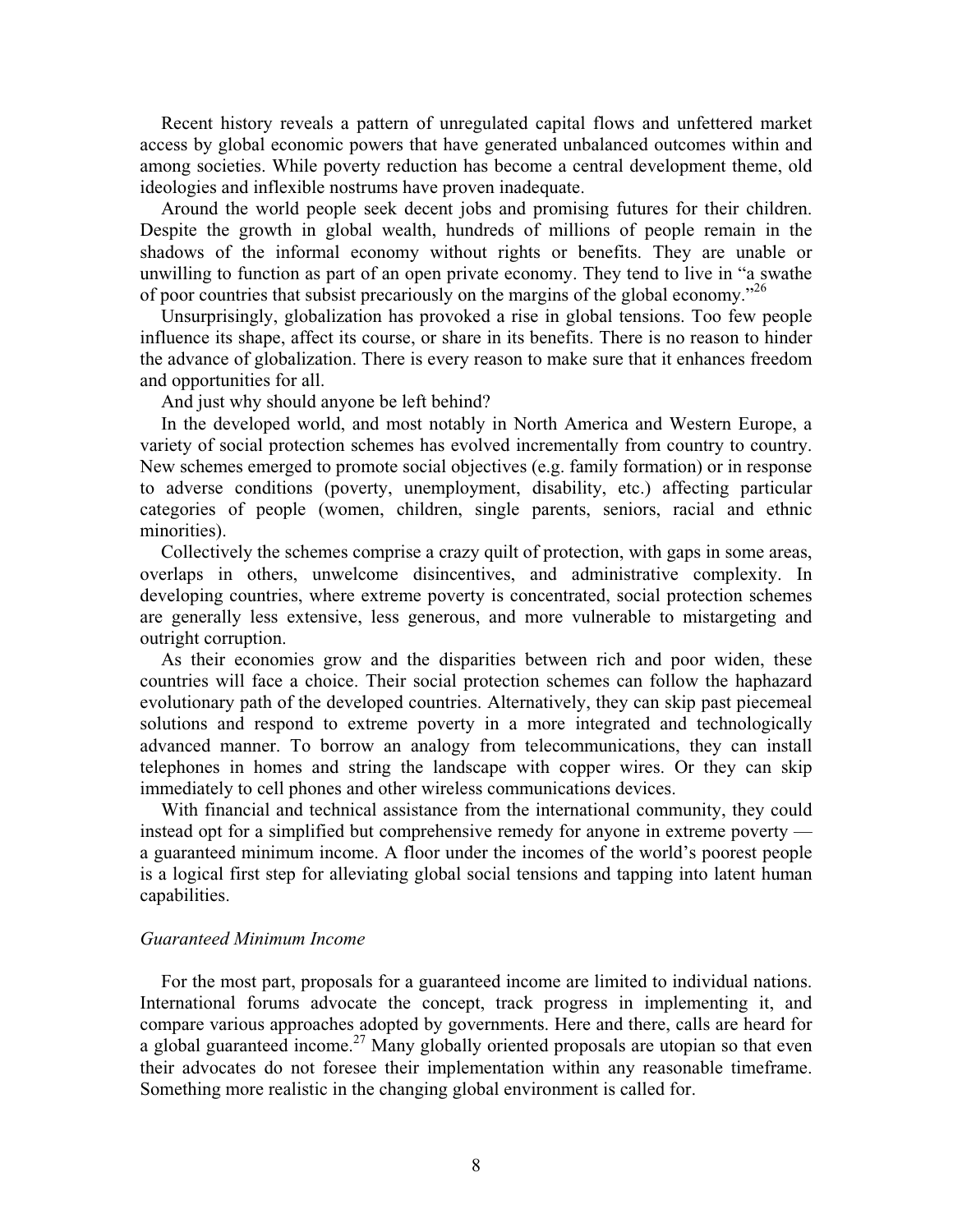Recent history reveals a pattern of unregulated capital flows and unfettered market access by global economic powers that have generated unbalanced outcomes within and among societies. While poverty reduction has become a central development theme, old ideologies and inflexible nostrums have proven inadequate.

Around the world people seek decent jobs and promising futures for their children. Despite the growth in global wealth, hundreds of millions of people remain in the shadows of the informal economy without rights or benefits. They are unable or unwilling to function as part of an open private economy. They tend to live in "a swathe of poor countries that subsist precariously on the margins of the global economy."[26]

Unsurprisingly, globalization has provoked a rise in global tensions. Too few people influence its shape, affect its course, or share in its benefits. There is no reason to hinder the advance of globalization. There is every reason to make sure that it enhances freedom and opportunities for all.

And just why should anyone be left behind?

In the developed world, and most notably in North America and Western Europe, a variety of social protection schemes has evolved incrementally from country to country. New schemes emerged to promote social objectives (e.g. family formation) or in response to adverse conditions (poverty, unemployment, disability, etc.) affecting particular categories of people (women, children, single parents, seniors, racial and ethnic minorities).

Collectively the schemes comprise a crazy quilt of protection, with gaps in some areas, overlaps in others, unwelcome disincentives, and administrative complexity. In developing countries, where extreme poverty is concentrated, social protection schemes are generally less extensive, less generous, and more vulnerable to mistargeting and outright corruption.

As their economies grow and the disparities between rich and poor widen, these countries will face a choice. Their social protection schemes can follow the haphazard evolutionary path of the developed countries. Alternatively, they can skip past piecemeal solutions and respond to extreme poverty in a more integrated and technologically advanced manner. To borrow an analogy from telecommunications, they can install telephones in homes and string the landscape with copper wires. Or they can skip immediately to cell phones and other wireless communications devices.

With financial and technical assistance from the international community, they could instead opt for a simplified but comprehensive remedy for anyone in extreme poverty — a guaranteed minimum income. A floor under the incomes of the world's poorest people is a logical first step for alleviating global social tensions and tapping into latent human capabilities.

### *Guaranteed Minimum Income*

For the most part, proposals for a guaranteed income are limited to individual nations. International forums advocate the concept, track progress in implementing it, and compare various approaches adopted by governments. Here and there, calls are heard for a global guaranteed income.[27] Many globally oriented proposals are utopian so that even their advocates do not foresee their implementation within any reasonable timeframe. Something more realistic in the changing global environment is called for.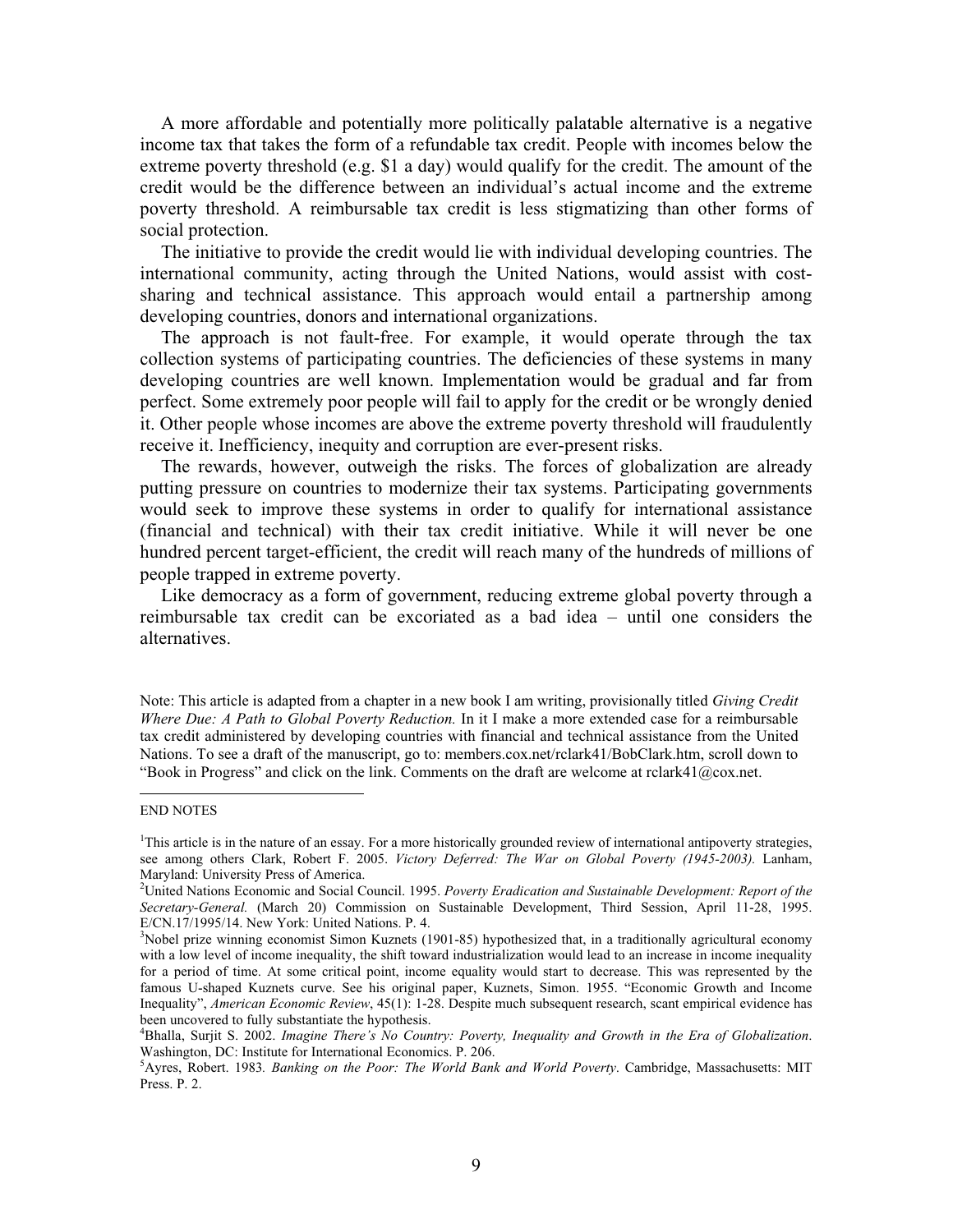A more affordable and potentially more politically palatable alternative is a negative income tax that takes the form of a refundable tax credit. People with incomes below the extreme poverty threshold (e.g. $1 a day) would qualify for the credit. The amount of the credit would be the difference between an individual's actual income and the extreme poverty threshold. A reimbursable tax credit is less stigmatizing than other forms of social protection.

The initiative to provide the credit would lie with individual developing countries. The international community, acting through the United Nations, would assist with cost-sharing and technical assistance. This approach would entail a partnership among developing countries, donors and international organizations.

The approach is not fault-free. For example, it would operate through the tax collection systems of participating countries. The deficiencies of these systems in many developing countries are well known. Implementation would be gradual and far from perfect. Some extremely poor people will fail to apply for the credit or be wrongly denied it. Other people whose incomes are above the extreme poverty threshold will fraudulently receive it. Inefficiency, inequity and corruption are ever-present risks.

The rewards, however, outweigh the risks. The forces of globalization are already putting pressure on countries to modernize their tax systems. Participating governments would seek to improve these systems in order to qualify for international assistance (financial and technical) with their tax credit initiative. While it will never be one hundred percent target-efficient, the credit will reach many of the hundreds of millions of people trapped in extreme poverty.

Like democracy as a form of government, reducing extreme global poverty through a reimbursable tax credit can be excoriated as a bad idea – until one considers the alternatives.

Note: This article is adapted from a chapter in a new book I am writing, provisionally titled *Giving Credit Where Due: A Path to Global Poverty Reduction.* In it I make a more extended case for a reimbursable tax credit administered by developing countries with financial and technical assistance from the United Nations. To see a draft of the manuscript, go to: members.cox.net/rclark41/BobClark.htm, scroll down to "Book in Progress" and click on the link. Comments on the draft are welcome at rclark41@cox.net.

---

END NOTES

[1]This article is in the nature of an essay. For a more historically grounded review of international antipoverty strategies, see among others Clark, Robert F. 2005. *Victory Deferred: The War on Global Poverty (1945-2003).* Lanham, Maryland: University Press of America.

[2]United Nations Economic and Social Council. 1995. *Poverty Eradication and Sustainable Development: Report of the Secretary-General.* (March 20) Commission on Sustainable Development, Third Session, April 11-28, 1995. E/CN.17/1995/14. New York: United Nations. P. 4.

[3]Nobel prize winning economist Simon Kuznets (1901-85) hypothesized that, in a traditionally agricultural economy with a low level of income inequality, the shift toward industrialization would lead to an increase in income inequality for a period of time. At some critical point, income equality would start to decrease. This was represented by the famous U-shaped Kuznets curve. See his original paper, Kuznets, Simon. 1955. "Economic Growth and Income Inequality", *American Economic Review*, 45(1): 1-28. Despite much subsequent research, scant empirical evidence has been uncovered to fully substantiate the hypothesis.

[4]Bhalla, Surjit S. 2002. *Imagine There's No Country: Poverty, Inequality and Growth in the Era of Globalization*. Washington, DC: Institute for International Economics. P. 206.

[5]Ayres, Robert. 1983. *Banking on the Poor: The World Bank and World Poverty*. Cambridge, Massachusetts: MIT Press. P. 2.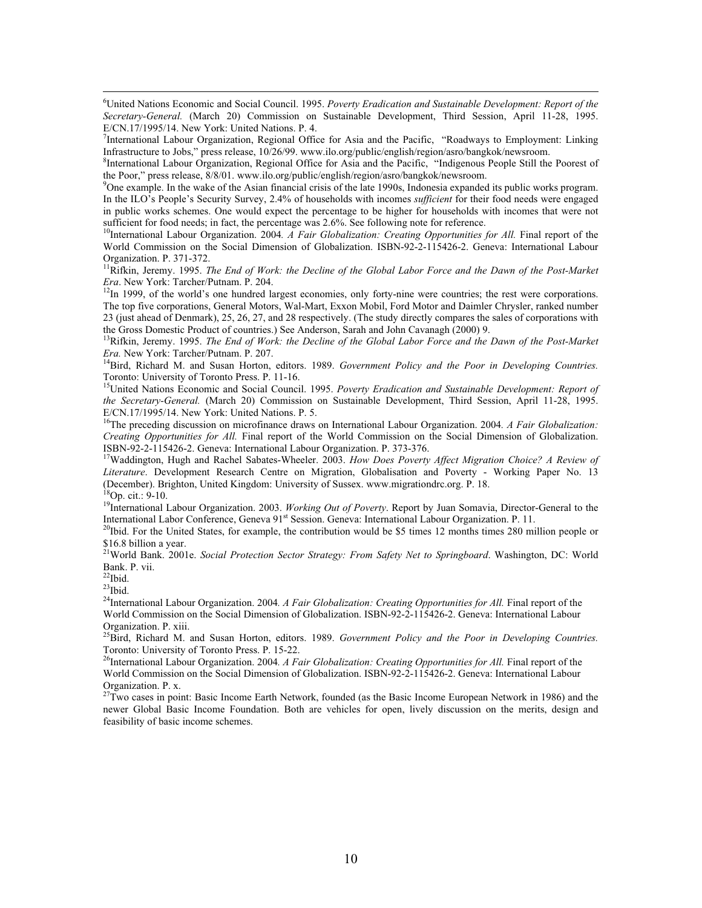[6]United Nations Economic and Social Council. 1995. *Poverty Eradication and Sustainable Development: Report of the Secretary-General.* (March 20) Commission on Sustainable Development, Third Session, April 11-28, 1995. E/CN.17/1995/14. New York: United Nations. P. 4.

[7]International Labour Organization, Regional Office for Asia and the Pacific, "Roadways to Employment: Linking Infrastructure to Jobs," press release, 10/26/99. www.ilo.org/public/english/region/asro/bangkok/newsroom.

[8]International Labour Organization, Regional Office for Asia and the Pacific, "Indigenous People Still the Poorest of the Poor," press release, 8/8/01. www.ilo.org/public/english/region/asro/bangkok/newsroom.

[9]One example. In the wake of the Asian financial crisis of the late 1990s, Indonesia expanded its public works program. In the ILO's People's Security Survey, 2.4% of households with incomes *sufficient* for their food needs were engaged in public works schemes. One would expect the percentage to be higher for households with incomes that were not sufficient for food needs; in fact, the percentage was 2.6%. See following note for reference.

[10]International Labour Organization. 2004. *A Fair Globalization: Creating Opportunities for All.* Final report of the World Commission on the Social Dimension of Globalization. ISBN-92-2-115426-2. Geneva: International Labour Organization. P. 371-372.

[11]Rifkin, Jeremy. 1995. *The End of Work: the Decline of the Global Labor Force and the Dawn of the Post-Market Era*. New York: Tarcher/Putnam. P. 204.

[12]In 1999, of the world's one hundred largest economies, only forty-nine were countries; the rest were corporations. The top five corporations, General Motors, Wal-Mart, Exxon Mobil, Ford Motor and Daimler Chrysler, ranked number 23 (just ahead of Denmark), 25, 26, 27, and 28 respectively. (The study directly compares the sales of corporations with the Gross Domestic Product of countries.) See Anderson, Sarah and John Cavanagh (2000) 9.

[13]Rifkin, Jeremy. 1995. *The End of Work: the Decline of the Global Labor Force and the Dawn of the Post-Market Era.* New York: Tarcher/Putnam. P. 207.

[14]Bird, Richard M. and Susan Horton, editors. 1989. *Government Policy and the Poor in Developing Countries.* Toronto: University of Toronto Press. P. 11-16.

[15]United Nations Economic and Social Council. 1995. *Poverty Eradication and Sustainable Development: Report of the Secretary-General.* (March 20) Commission on Sustainable Development, Third Session, April 11-28, 1995. E/CN.17/1995/14. New York: United Nations. P. 5.

[16]The preceding discussion on microfinance draws on International Labour Organization. 2004. *A Fair Globalization: Creating Opportunities for All.* Final report of the World Commission on the Social Dimension of Globalization. ISBN-92-2-115426-2. Geneva: International Labour Organization. P. 373-376.

[17]Waddington, Hugh and Rachel Sabates-Wheeler. 2003. *How Does Poverty Affect Migration Choice? A Review of Literature*. Development Research Centre on Migration, Globalisation and Poverty - Working Paper No. 13 (December). Brighton, United Kingdom: University of Sussex. www.migrationdrc.org. P. 18.

[18]Op. cit.: 9-10.

[19]International Labour Organization. 2003. *Working Out of Poverty*. Report by Juan Somavia, Director-General to the International Labor Conference, Geneva 91st Session. Geneva: International Labour Organization. P. 11.

[20]Ibid. For the United States, for example, the contribution would be $5 times 12 months times 280 million people or $16.8 billion a year.

[21]World Bank. 2001e. *Social Protection Sector Strategy: From Safety Net to Springboard*. Washington, DC: World Bank. P. vii.

[22]Ibid.

[23]Ibid.

[24]International Labour Organization. 2004. *A Fair Globalization: Creating Opportunities for All.* Final report of the World Commission on the Social Dimension of Globalization. ISBN-92-2-115426-2. Geneva: International Labour Organization. P. xiii.

[25]Bird, Richard M. and Susan Horton, editors. 1989. *Government Policy and the Poor in Developing Countries.* Toronto: University of Toronto Press. P. 15-22.

[26]International Labour Organization. 2004. *A Fair Globalization: Creating Opportunities for All.* Final report of the World Commission on the Social Dimension of Globalization. ISBN-92-2-115426-2. Geneva: International Labour Organization. P. x.

[27]Two cases in point: Basic Income Earth Network, founded (as the Basic Income European Network in 1986) and the newer Global Basic Income Foundation. Both are vehicles for open, lively discussion on the merits, design and feasibility of basic income schemes.